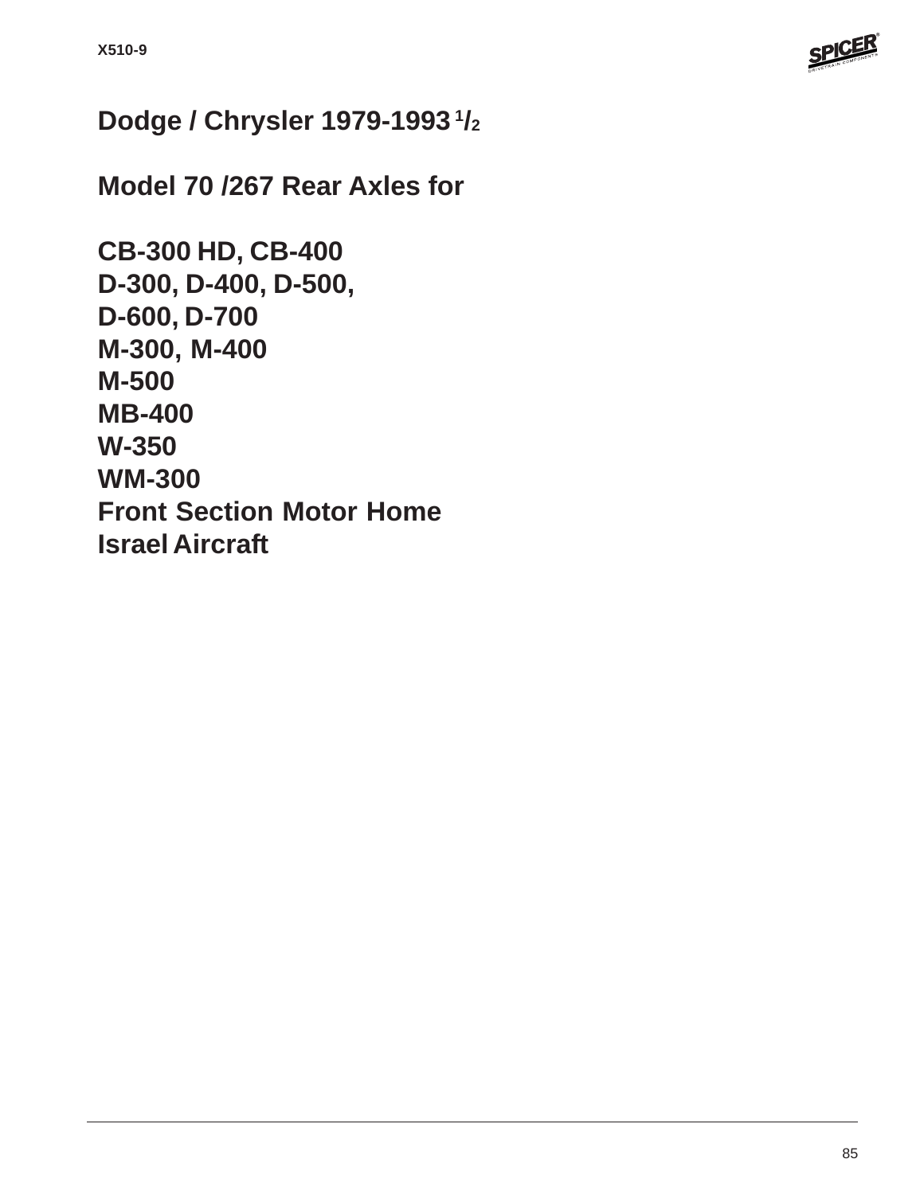# Dodge / Chrysler 1979-1993 $^{1}/_{2}$

## Model 70 /267 Rear Axles for

**CB-300 HD, CB-400**
**D-300, D-400, D-500,**
**D-600, D-700**
**M-300, M-400**
**M-500**
**MB-400**
**W-350**
**WM-300**
**Front Section Motor Home**
**Israel Aircraft**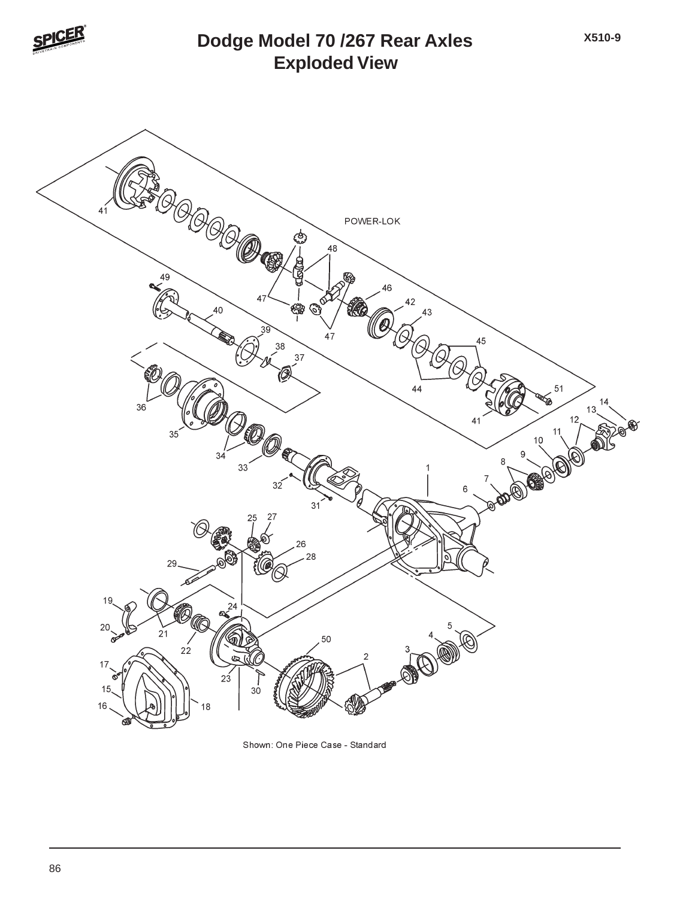# Dodge Model 70 /267 Rear Axles
## Exploded View

X510-9

POWER-LOK

Shown: One Piece Case - Standard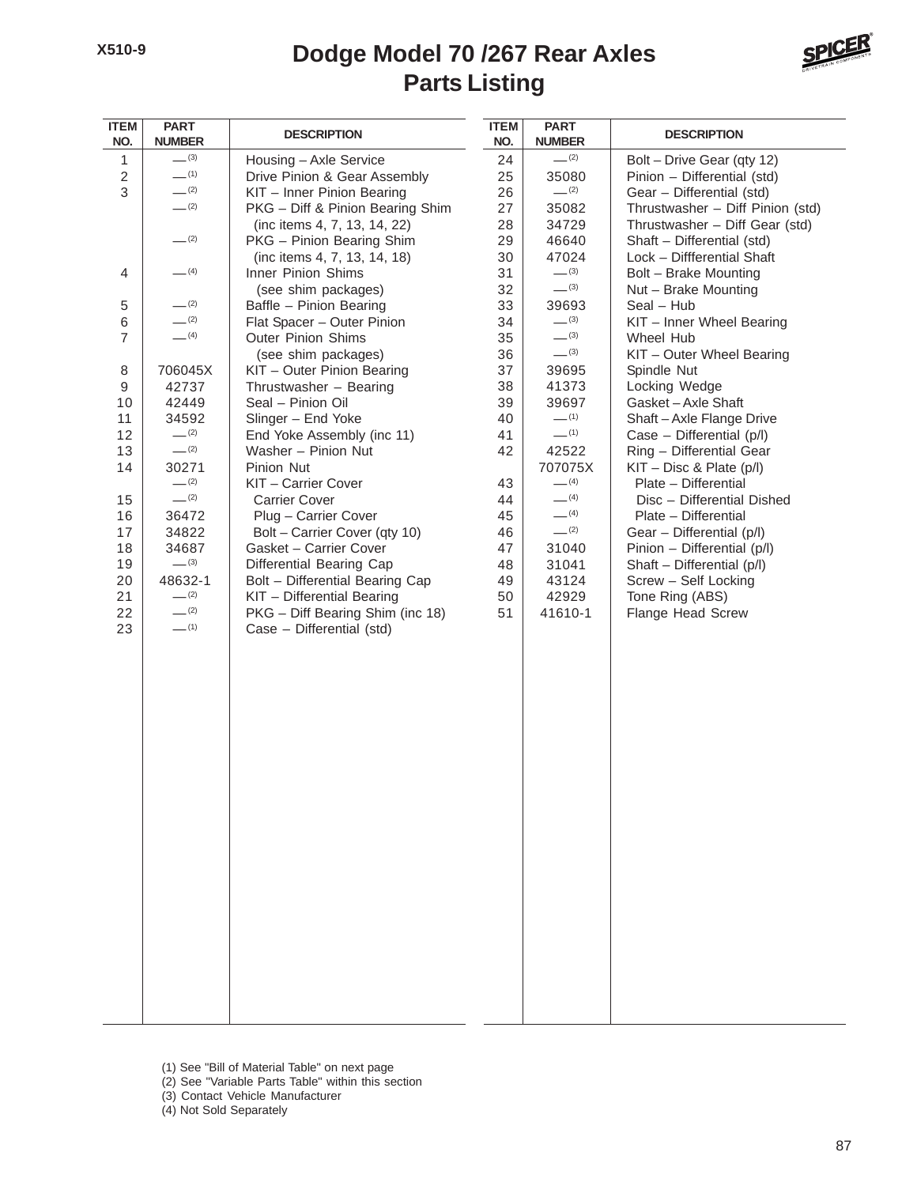X510-9

# Dodge Model 70 /267 Rear Axles
## Parts Listing

| ITEM NO. | PART NUMBER | DESCRIPTION |
|---|---|---|
| 1 | — (3) | Housing – Axle Service |
| 2 | — (1) | Drive Pinion & Gear Assembly |
| 3 | — (2) | KIT – Inner Pinion Bearing |
| | — (2) | PKG – Diff & Pinion Bearing Shim (inc items 4, 7, 13, 14, 22) |
| | — (2) | PKG – Pinion Bearing Shim (inc items 4, 7, 13, 14, 18) |
| 4 | — (4) | Inner Pinion Shims (see shim packages) |
| 5 | — (2) | Baffle – Pinion Bearing |
| 6 | — (2) | Flat Spacer – Outer Pinion |
| 7 | — (4) | Outer Pinion Shims (see shim packages) |
| 8 | 706045X | KIT – Outer Pinion Bearing |
| 9 | 42737 | Thrustwasher – Bearing |
| 10 | 42449 | Seal – Pinion Oil |
| 11 | 34592 | Slinger – End Yoke |
| 12 | — (2) | End Yoke Assembly (inc 11) |
| 13 | — (2) | Washer – Pinion Nut |
| 14 | 30271 | Pinion Nut |
| | — (2) | KIT – Carrier Cover |
| 15 | — (2) | Carrier Cover |
| 16 | 36472 | Plug – Carrier Cover |
| 17 | 34822 | Bolt – Carrier Cover (qty 10) |
| 18 | 34687 | Gasket – Carrier Cover |
| 19 | — (3) | Differential Bearing Cap |
| 20 | 48632-1 | Bolt – Differential Bearing Cap |
| 21 | — (2) | KIT – Differential Bearing |
| 22 | — (2) | PKG – Diff Bearing Shim (inc 18) |
| 23 | — (1) | Case – Differential (std) |
| 24 | — (2) | Bolt – Drive Gear (qty 12) |
| 25 | 35080 | Pinion – Differential (std) |
| 26 | — (2) | Gear – Differential (std) |
| 27 | 35082 | Thrustwasher – Diff Pinion (std) |
| 28 | 34729 | Thrustwasher – Diff Gear (std) |
| 29 | 46640 | Shaft – Differential (std) |
| 30 | 47024 | Lock – Diffferential Shaft |
| 31 | — (3) | Bolt – Brake Mounting |
| 32 | — (3) | Nut – Brake Mounting |
| 33 | 39693 | Seal – Hub |
| 34 | — (3) | KIT – Inner Wheel Bearing |
| 35 | — (3) | Wheel Hub |
| 36 | — (3) | KIT – Outer Wheel Bearing |
| 37 | 39695 | Spindle Nut |
| 38 | 41373 | Locking Wedge |
| 39 | 39697 | Gasket – Axle Shaft |
| 40 | — (1) | Shaft – Axle Flange Drive |
| 41 | — (1) | Case – Differential (p/l) |
| 42 | 42522 | Ring – Differential Gear |
| | 707075X | KIT – Disc & Plate (p/l) |
| 43 | — (4) | Plate – Differential |
| 44 | — (4) | Disc – Differential Dished |
| 45 | — (4) | Plate – Differential |
| 46 | — (2) | Gear – Differential (p/l) |
| 47 | 31040 | Pinion – Differential (p/l) |
| 48 | 31041 | Shaft – Differential (p/l) |
| 49 | 43124 | Screw – Self Locking |
| 50 | 42929 | Tone Ring (ABS) |
| 51 | 41610-1 | Flange Head Screw |

(1) See "Bill of Material Table" on next page
(2) See "Variable Parts Table" within this section
(3) Contact Vehicle Manufacturer
(4) Not Sold Separately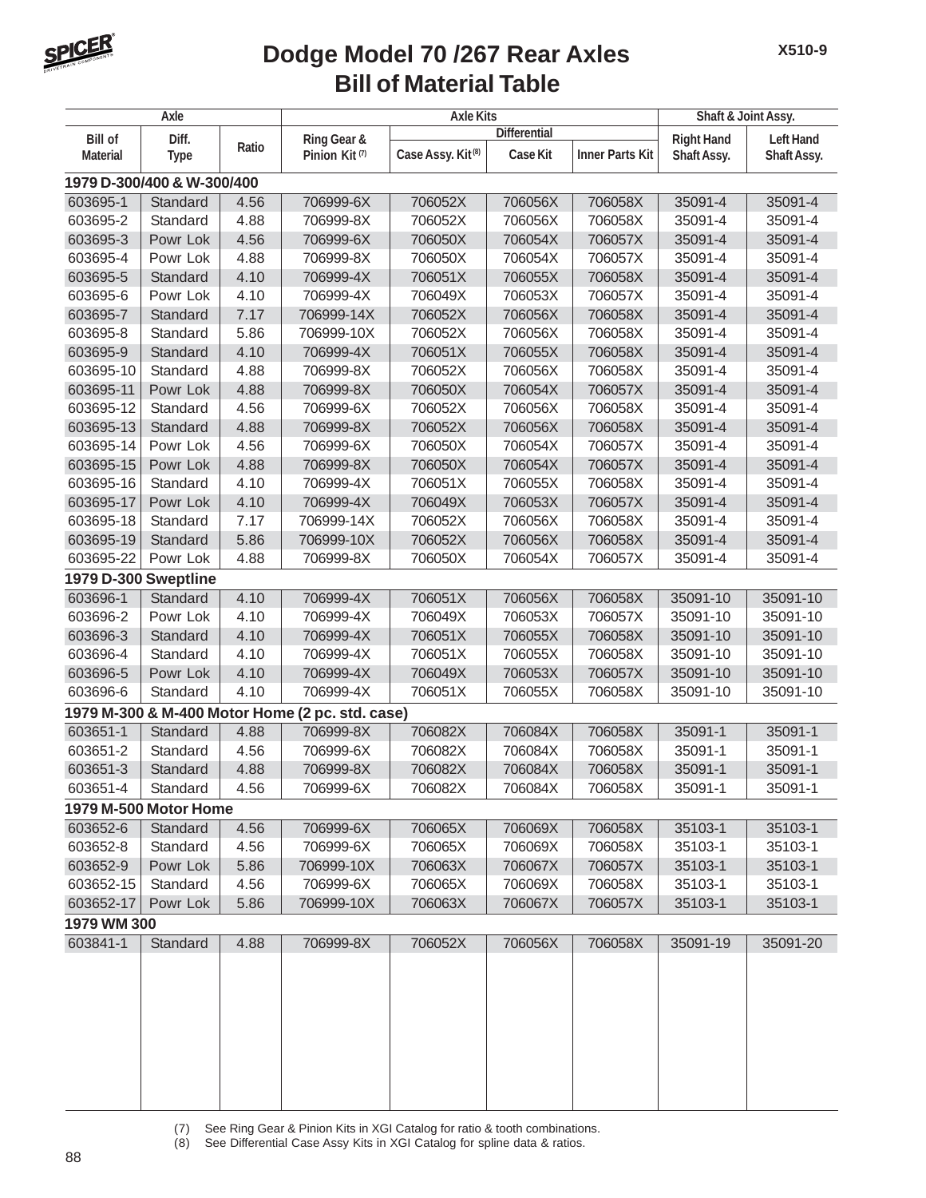# Dodge Model 70 /267 Rear Axles
## Bill of Material Table

| Axle | | | Axle Kits | | | | Shaft & Joint Assy. | |
|---|---|---|---|---|---|---|---|---|
| | | | | Differential | | | | |
| Bill of Material | Diff. Type | Ratio | Ring Gear & Pinion Kit (7) | Case Assy. Kit (8) | Case Kit | Inner Parts Kit | Right Hand Shaft Assy. | Left Hand Shaft Assy. |
| **1979 D-300/400 & W-300/400** | | | | | | | | |
| 603695-1 | Standard | 4.56 | 706999-6X | 706052X | 706056X | 706058X | 35091-4 | 35091-4 |
| 603695-2 | Standard | 4.88 | 706999-8X | 706052X | 706056X | 706058X | 35091-4 | 35091-4 |
| 603695-3 | Powr Lok | 4.56 | 706999-6X | 706050X | 706054X | 706057X | 35091-4 | 35091-4 |
| 603695-4 | Powr Lok | 4.88 | 706999-8X | 706050X | 706054X | 706057X | 35091-4 | 35091-4 |
| 603695-5 | Standard | 4.10 | 706999-4X | 706051X | 706055X | 706058X | 35091-4 | 35091-4 |
| 603695-6 | Powr Lok | 4.10 | 706999-4X | 706049X | 706053X | 706057X | 35091-4 | 35091-4 |
| 603695-7 | Standard | 7.17 | 706999-14X | 706052X | 706056X | 706058X | 35091-4 | 35091-4 |
| 603695-8 | Standard | 5.86 | 706999-10X | 706052X | 706056X | 706058X | 35091-4 | 35091-4 |
| 603695-9 | Standard | 4.10 | 706999-4X | 706051X | 706055X | 706058X | 35091-4 | 35091-4 |
| 603695-10 | Standard | 4.88 | 706999-8X | 706052X | 706056X | 706058X | 35091-4 | 35091-4 |
| 603695-11 | Powr Lok | 4.88 | 706999-8X | 706050X | 706054X | 706057X | 35091-4 | 35091-4 |
| 603695-12 | Standard | 4.56 | 706999-6X | 706052X | 706056X | 706058X | 35091-4 | 35091-4 |
| 603695-13 | Standard | 4.88 | 706999-8X | 706052X | 706056X | 706058X | 35091-4 | 35091-4 |
| 603695-14 | Powr Lok | 4.56 | 706999-6X | 706050X | 706054X | 706057X | 35091-4 | 35091-4 |
| 603695-15 | Powr Lok | 4.88 | 706999-8X | 706050X | 706054X | 706057X | 35091-4 | 35091-4 |
| 603695-16 | Standard | 4.10 | 706999-4X | 706051X | 706055X | 706058X | 35091-4 | 35091-4 |
| 603695-17 | Powr Lok | 4.10 | 706999-4X | 706049X | 706053X | 706057X | 35091-4 | 35091-4 |
| 603695-18 | Standard | 7.17 | 706999-14X | 706052X | 706056X | 706058X | 35091-4 | 35091-4 |
| 603695-19 | Standard | 5.86 | 706999-10X | 706052X | 706056X | 706058X | 35091-4 | 35091-4 |
| 603695-22 | Powr Lok | 4.88 | 706999-8X | 706050X | 706054X | 706057X | 35091-4 | 35091-4 |
| **1979 D-300 Sweptline** | | | | | | | | |
| 603696-1 | Standard | 4.10 | 706999-4X | 706051X | 706056X | 706058X | 35091-10 | 35091-10 |
| 603696-2 | Powr Lok | 4.10 | 706999-4X | 706049X | 706053X | 706057X | 35091-10 | 35091-10 |
| 603696-3 | Standard | 4.10 | 706999-4X | 706051X | 706055X | 706058X | 35091-10 | 35091-10 |
| 603696-4 | Standard | 4.10 | 706999-4X | 706051X | 706055X | 706058X | 35091-10 | 35091-10 |
| 603696-5 | Powr Lok | 4.10 | 706999-4X | 706049X | 706053X | 706057X | 35091-10 | 35091-10 |
| 603696-6 | Standard | 4.10 | 706999-4X | 706051X | 706055X | 706058X | 35091-10 | 35091-10 |
| **1979 M-300 & M-400 Motor Home (2 pc. std. case)** | | | | | | | | |
| 603651-1 | Standard | 4.88 | 706999-8X | 706082X | 706084X | 706058X | 35091-1 | 35091-1 |
| 603651-2 | Standard | 4.56 | 706999-6X | 706082X | 706084X | 706058X | 35091-1 | 35091-1 |
| 603651-3 | Standard | 4.88 | 706999-8X | 706082X | 706084X | 706058X | 35091-1 | 35091-1 |
| 603651-4 | Standard | 4.56 | 706999-6X | 706082X | 706084X | 706058X | 35091-1 | 35091-1 |
| **1979 M-500 Motor Home** | | | | | | | | |
| 603652-6 | Standard | 4.56 | 706999-6X | 706065X | 706069X | 706058X | 35103-1 | 35103-1 |
| 603652-8 | Standard | 4.56 | 706999-6X | 706065X | 706069X | 706058X | 35103-1 | 35103-1 |
| 603652-9 | Powr Lok | 5.86 | 706999-10X | 706063X | 706067X | 706057X | 35103-1 | 35103-1 |
| 603652-15 | Standard | 4.56 | 706999-6X | 706065X | 706069X | 706058X | 35103-1 | 35103-1 |
| 603652-17 | Powr Lok | 5.86 | 706999-10X | 706063X | 706067X | 706057X | 35103-1 | 35103-1 |
| **1979 WM 300** | | | | | | | | |
| 603841-1 | Standard | 4.88 | 706999-8X | 706052X | 706056X | 706058X | 35091-19 | 35091-20 |

(7) See Ring Gear & Pinion Kits in XGI Catalog for ratio & tooth combinations.
(8) See Differential Case Assy Kits in XGI Catalog for spline data & ratios.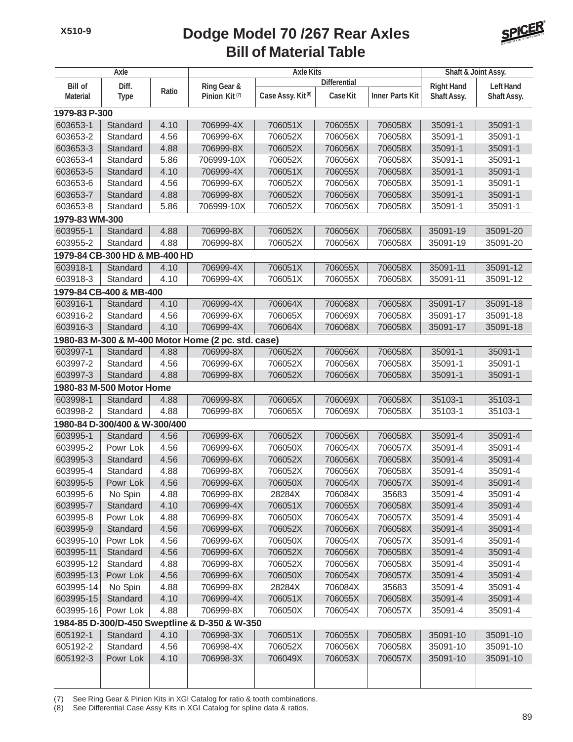# Dodge Model 70 /267 Rear Axles
## Bill of Material Table

| Axle | | | Axle Kits | | | | Shaft & Joint Assy. | |
|---|---|---|---|---|---|---|---|---|
| | | | | Differential | | | | |
| Bill of Material | Diff. Type | Ratio | Ring Gear & Pinion Kit (7) | Case Assy. Kit (8) | Case Kit | Inner Parts Kit | Right Hand Shaft Assy. | Left Hand Shaft Assy. |
| **1979-83 P-300** | | | | | | | | |
| 603653-1 | Standard | 4.10 | 706999-4X | 706051X | 706055X | 706058X | 35091-1 | 35091-1 |
| 603653-2 | Standard | 4.56 | 706999-6X | 706052X | 706056X | 706058X | 35091-1 | 35091-1 |
| 603653-3 | Standard | 4.88 | 706999-8X | 706052X | 706056X | 706058X | 35091-1 | 35091-1 |
| 603653-4 | Standard | 5.86 | 706999-10X | 706052X | 706056X | 706058X | 35091-1 | 35091-1 |
| 603653-5 | Standard | 4.10 | 706999-4X | 706051X | 706055X | 706058X | 35091-1 | 35091-1 |
| 603653-6 | Standard | 4.56 | 706999-6X | 706052X | 706056X | 706058X | 35091-1 | 35091-1 |
| 603653-7 | Standard | 4.88 | 706999-8X | 706052X | 706056X | 706058X | 35091-1 | 35091-1 |
| 603653-8 | Standard | 5.86 | 706999-10X | 706052X | 706056X | 706058X | 35091-1 | 35091-1 |
| **1979-83 WM-300** | | | | | | | | |
| 603955-1 | Standard | 4.88 | 706999-8X | 706052X | 706056X | 706058X | 35091-19 | 35091-20 |
| 603955-2 | Standard | 4.88 | 706999-8X | 706052X | 706056X | 706058X | 35091-19 | 35091-20 |
| **1979-84 CB-300 HD & MB-400 HD** | | | | | | | | |
| 603918-1 | Standard | 4.10 | 706999-4X | 706051X | 706055X | 706058X | 35091-11 | 35091-12 |
| 603918-3 | Standard | 4.10 | 706999-4X | 706051X | 706055X | 706058X | 35091-11 | 35091-12 |
| **1979-84 CB-400 & MB-400** | | | | | | | | |
| 603916-1 | Standard | 4.10 | 706999-4X | 706064X | 706068X | 706058X | 35091-17 | 35091-18 |
| 603916-2 | Standard | 4.56 | 706999-6X | 706065X | 706069X | 706058X | 35091-17 | 35091-18 |
| 603916-3 | Standard | 4.10 | 706999-4X | 706064X | 706068X | 706058X | 35091-17 | 35091-18 |
| **1980-83 M-300 & M-400 Motor Home (2 pc. std. case)** | | | | | | | | |
| 603997-1 | Standard | 4.88 | 706999-8X | 706052X | 706056X | 706058X | 35091-1 | 35091-1 |
| 603997-2 | Standard | 4.56 | 706999-6X | 706052X | 706056X | 706058X | 35091-1 | 35091-1 |
| 603997-3 | Standard | 4.88 | 706999-8X | 706052X | 706056X | 706058X | 35091-1 | 35091-1 |
| **1980-83 M-500 Motor Home** | | | | | | | | |
| 603998-1 | Standard | 4.88 | 706999-8X | 706065X | 706069X | 706058X | 35103-1 | 35103-1 |
| 603998-2 | Standard | 4.88 | 706999-8X | 706065X | 706069X | 706058X | 35103-1 | 35103-1 |
| **1980-84 D-300/400 & W-300/400** | | | | | | | | |
| 603995-1 | Standard | 4.56 | 706999-6X | 706052X | 706056X | 706058X | 35091-4 | 35091-4 |
| 603995-2 | Powr Lok | 4.56 | 706999-6X | 706050X | 706054X | 706057X | 35091-4 | 35091-4 |
| 603995-3 | Standard | 4.56 | 706999-6X | 706052X | 706056X | 706058X | 35091-4 | 35091-4 |
| 603995-4 | Standard | 4.88 | 706999-8X | 706052X | 706056X | 706058X | 35091-4 | 35091-4 |
| 603995-5 | Powr Lok | 4.56 | 706999-6X | 706050X | 706054X | 706057X | 35091-4 | 35091-4 |
| 603995-6 | No Spin | 4.88 | 706999-8X | 28284X | 706084X | 35683 | 35091-4 | 35091-4 |
| 603995-7 | Standard | 4.10 | 706999-4X | 706051X | 706055X | 706058X | 35091-4 | 35091-4 |
| 603995-8 | Powr Lok | 4.88 | 706999-8X | 706050X | 706054X | 706057X | 35091-4 | 35091-4 |
| 603995-9 | Standard | 4.56 | 706999-6X | 706052X | 706056X | 706058X | 35091-4 | 35091-4 |
| 603995-10 | Powr Lok | 4.56 | 706999-6X | 706050X | 706054X | 706057X | 35091-4 | 35091-4 |
| 603995-11 | Standard | 4.56 | 706999-6X | 706052X | 706056X | 706058X | 35091-4 | 35091-4 |
| 603995-12 | Standard | 4.88 | 706999-8X | 706052X | 706056X | 706058X | 35091-4 | 35091-4 |
| 603995-13 | Powr Lok | 4.56 | 706999-6X | 706050X | 706054X | 706057X | 35091-4 | 35091-4 |
| 603995-14 | No Spin | 4.88 | 706999-8X | 28284X | 706084X | 35683 | 35091-4 | 35091-4 |
| 603995-15 | Standard | 4.10 | 706999-4X | 706051X | 706055X | 706058X | 35091-4 | 35091-4 |
| 603995-16 | Powr Lok | 4.88 | 706999-8X | 706050X | 706054X | 706057X | 35091-4 | 35091-4 |
| **1984-85 D-300/D-450 Sweptline & D-350 & W-350** | | | | | | | | |
| 605192-1 | Standard | 4.10 | 706998-3X | 706051X | 706055X | 706058X | 35091-10 | 35091-10 |
| 605192-2 | Standard | 4.56 | 706998-4X | 706052X | 706056X | 706058X | 35091-10 | 35091-10 |
| 605192-3 | Powr Lok | 4.10 | 706998-3X | 706049X | 706053X | 706057X | 35091-10 | 35091-10 |

(7) See Ring Gear & Pinion Kits in XGI Catalog for ratio & tooth combinations.
(8) See Differential Case Assy Kits in XGI Catalog for spline data & ratios.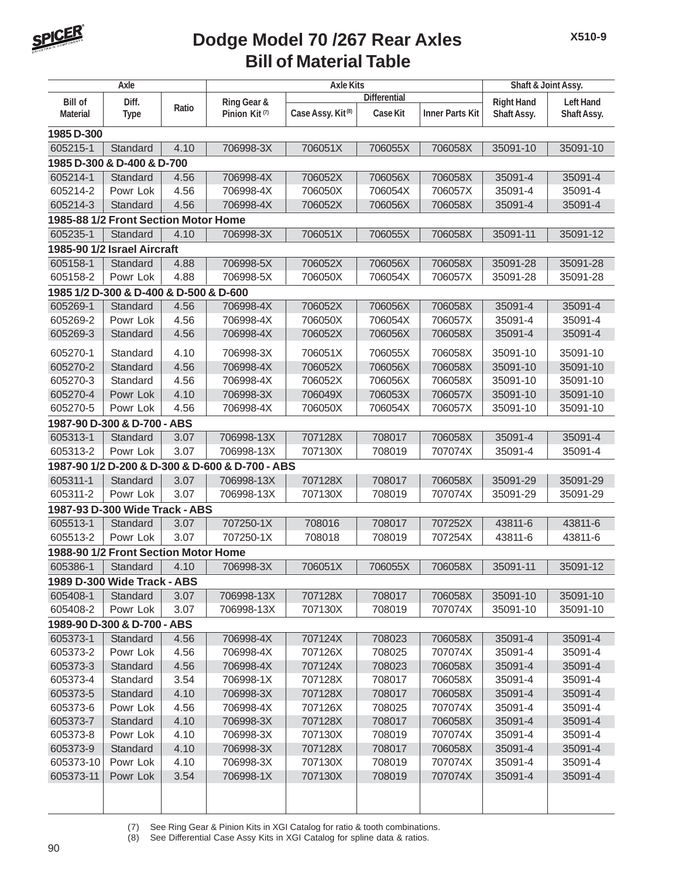# Dodge Model 70 /267 Rear Axles
## Bill of Material Table

| Axle | | | Axle Kits | | | | Shaft & Joint Assy. | |
|---|---|---|---|---|---|---|---|---|
| | | | | Differential | | | | |
| Bill of Material | Diff. Type | Ratio | Ring Gear & Pinion Kit (7) | Case Assy. Kit (8) | Case Kit | Inner Parts Kit | Right Hand Shaft Assy. | Left Hand Shaft Assy. |
| **1985 D-300** | | | | | | | | |
| 605215-1 | Standard | 4.10 | 706998-3X | 706051X | 706055X | 706058X | 35091-10 | 35091-10 |
| **1985 D-300 & D-400 & D-700** | | | | | | | | |
| 605214-1 | Standard | 4.56 | 706998-4X | 706052X | 706056X | 706058X | 35091-4 | 35091-4 |
| 605214-2 | Powr Lok | 4.56 | 706998-4X | 706050X | 706054X | 706057X | 35091-4 | 35091-4 |
| 605214-3 | Standard | 4.56 | 706998-4X | 706052X | 706056X | 706058X | 35091-4 | 35091-4 |
| **1985-88 1/2 Front Section Motor Home** | | | | | | | | |
| 605235-1 | Standard | 4.10 | 706998-3X | 706051X | 706055X | 706058X | 35091-11 | 35091-12 |
| **1985-90 1/2 Israel Aircraft** | | | | | | | | |
| 605158-1 | Standard | 4.88 | 706998-5X | 706052X | 706056X | 706058X | 35091-28 | 35091-28 |
| 605158-2 | Powr Lok | 4.88 | 706998-5X | 706050X | 706054X | 706057X | 35091-28 | 35091-28 |
| **1985 1/2 D-300 & D-400 & D-500 & D-600** | | | | | | | | |
| 605269-1 | Standard | 4.56 | 706998-4X | 706052X | 706056X | 706058X | 35091-4 | 35091-4 |
| 605269-2 | Powr Lok | 4.56 | 706998-4X | 706050X | 706054X | 706057X | 35091-4 | 35091-4 |
| 605269-3 | Standard | 4.56 | 706998-4X | 706052X | 706056X | 706058X | 35091-4 | 35091-4 |
| 605270-1 | Standard | 4.10 | 706998-3X | 706051X | 706055X | 706058X | 35091-10 | 35091-10 |
| 605270-2 | Standard | 4.56 | 706998-4X | 706052X | 706056X | 706058X | 35091-10 | 35091-10 |
| 605270-3 | Standard | 4.56 | 706998-4X | 706052X | 706056X | 706058X | 35091-10 | 35091-10 |
| 605270-4 | Powr Lok | 4.10 | 706998-3X | 706049X | 706053X | 706057X | 35091-10 | 35091-10 |
| 605270-5 | Powr Lok | 4.56 | 706998-4X | 706050X | 706054X | 706057X | 35091-10 | 35091-10 |
| **1987-90 D-300 & D-700 - ABS** | | | | | | | | |
| 605313-1 | Standard | 3.07 | 706998-13X | 707128X | 708017 | 706058X | 35091-4 | 35091-4 |
| 605313-2 | Powr Lok | 3.07 | 706998-13X | 707130X | 708019 | 707074X | 35091-4 | 35091-4 |
| **1987-90 1/2 D-200 & D-300 & D-600 & D-700 - ABS** | | | | | | | | |
| 605311-1 | Standard | 3.07 | 706998-13X | 707128X | 708017 | 706058X | 35091-29 | 35091-29 |
| 605311-2 | Powr Lok | 3.07 | 706998-13X | 707130X | 708019 | 707074X | 35091-29 | 35091-29 |
| **1987-93 D-300 Wide Track - ABS** | | | | | | | | |
| 605513-1 | Standard | 3.07 | 707250-1X | 708016 | 708017 | 707252X | 43811-6 | 43811-6 |
| 605513-2 | Powr Lok | 3.07 | 707250-1X | 708018 | 708019 | 707254X | 43811-6 | 43811-6 |
| **1988-90 1/2 Front Section Motor Home** | | | | | | | | |
| 605386-1 | Standard | 4.10 | 706998-3X | 706051X | 706055X | 706058X | 35091-11 | 35091-12 |
| **1989 D-300 Wide Track - ABS** | | | | | | | | |
| 605408-1 | Standard | 3.07 | 706998-13X | 707128X | 708017 | 706058X | 35091-10 | 35091-10 |
| 605408-2 | Powr Lok | 3.07 | 706998-13X | 707130X | 708019 | 707074X | 35091-10 | 35091-10 |
| **1989-90 D-300 & D-700 - ABS** | | | | | | | | |
| 605373-1 | Standard | 4.56 | 706998-4X | 707124X | 708023 | 706058X | 35091-4 | 35091-4 |
| 605373-2 | Powr Lok | 4.56 | 706998-4X | 707126X | 708025 | 707074X | 35091-4 | 35091-4 |
| 605373-3 | Standard | 4.56 | 706998-4X | 707124X | 708023 | 706058X | 35091-4 | 35091-4 |
| 605373-4 | Standard | 3.54 | 706998-1X | 707128X | 708017 | 706058X | 35091-4 | 35091-4 |
| 605373-5 | Standard | 4.10 | 706998-3X | 707128X | 708017 | 706058X | 35091-4 | 35091-4 |
| 605373-6 | Powr Lok | 4.56 | 706998-4X | 707126X | 708025 | 707074X | 35091-4 | 35091-4 |
| 605373-7 | Standard | 4.10 | 706998-3X | 707128X | 708017 | 706058X | 35091-4 | 35091-4 |
| 605373-8 | Powr Lok | 4.10 | 706998-3X | 707130X | 708019 | 707074X | 35091-4 | 35091-4 |
| 605373-9 | Standard | 4.10 | 706998-3X | 707128X | 708017 | 706058X | 35091-4 | 35091-4 |
| 605373-10 | Powr Lok | 4.10 | 706998-3X | 707130X | 708019 | 707074X | 35091-4 | 35091-4 |
| 605373-11 | Powr Lok | 3.54 | 706998-1X | 707130X | 708019 | 707074X | 35091-4 | 35091-4 |

(7) See Ring Gear & Pinion Kits in XGI Catalog for ratio & tooth combinations.
(8) See Differential Case Assy Kits in XGI Catalog for spline data & ratios.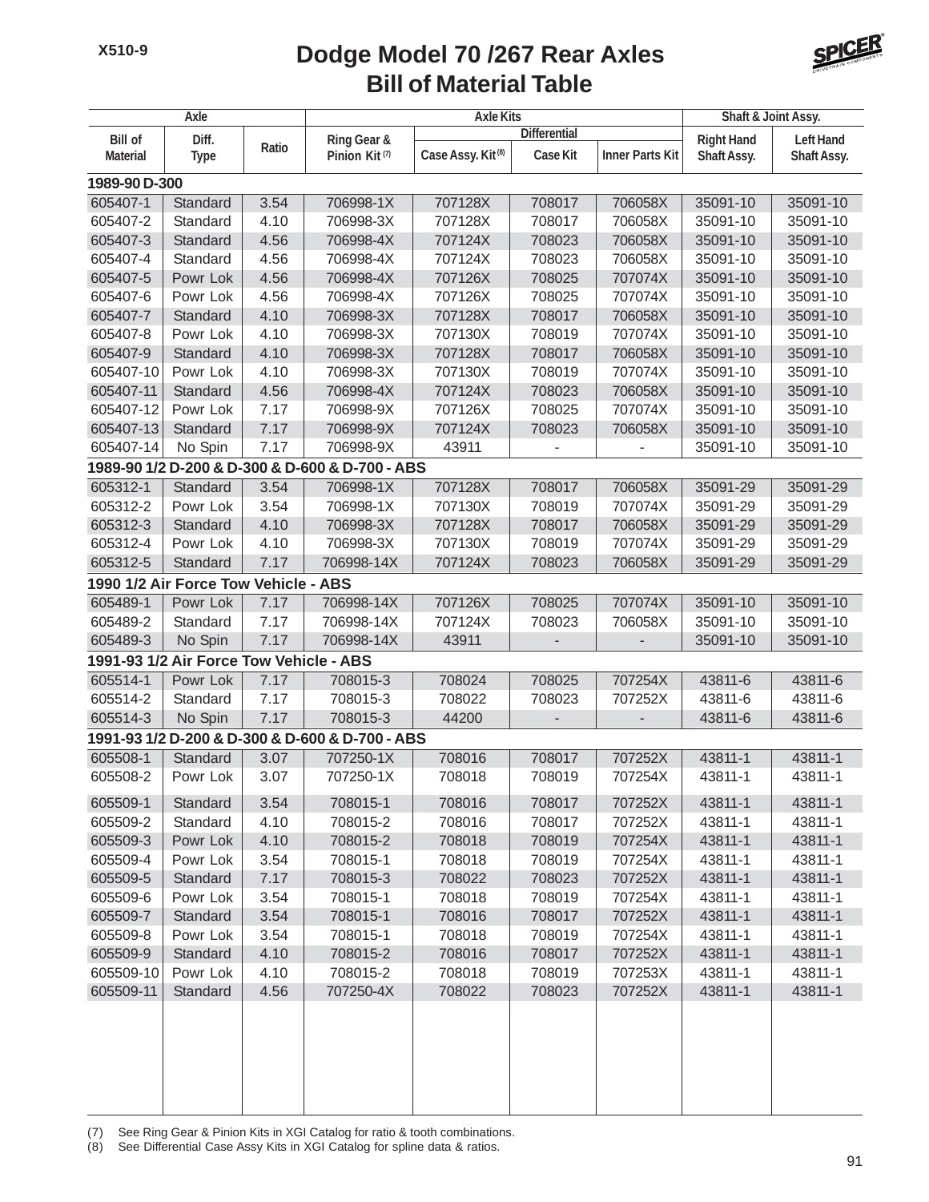# Dodge Model 70 /267 Rear Axles
## Bill of Material Table

| Axle | | | Axle Kits | | | | Shaft & Joint Assy. | |
|---|---|---|---|---|---|---|---|---|
| | | | | Differential | | | | |
| Bill of Material | Diff. Type | Ratio | Ring Gear & Pinion Kit (7) | Case Assy. Kit (8) | Case Kit | Inner Parts Kit | Right Hand Shaft Assy. | Left Hand Shaft Assy. |
| **1989-90 D-300** | | | | | | | | |
| 605407-1 | Standard | 3.54 | 706998-1X | 707128X | 708017 | 706058X | 35091-10 | 35091-10 |
| 605407-2 | Standard | 4.10 | 706998-3X | 707128X | 708017 | 706058X | 35091-10 | 35091-10 |
| 605407-3 | Standard | 4.56 | 706998-4X | 707124X | 708023 | 706058X | 35091-10 | 35091-10 |
| 605407-4 | Standard | 4.56 | 706998-4X | 707124X | 708023 | 706058X | 35091-10 | 35091-10 |
| 605407-5 | Powr Lok | 4.56 | 706998-4X | 707126X | 708025 | 707074X | 35091-10 | 35091-10 |
| 605407-6 | Powr Lok | 4.56 | 706998-4X | 707126X | 708025 | 707074X | 35091-10 | 35091-10 |
| 605407-7 | Standard | 4.10 | 706998-3X | 707128X | 708017 | 706058X | 35091-10 | 35091-10 |
| 605407-8 | Powr Lok | 4.10 | 706998-3X | 707130X | 708019 | 707074X | 35091-10 | 35091-10 |
| 605407-9 | Standard | 4.10 | 706998-3X | 707128X | 708017 | 706058X | 35091-10 | 35091-10 |
| 605407-10 | Powr Lok | 4.10 | 706998-3X | 707130X | 708019 | 707074X | 35091-10 | 35091-10 |
| 605407-11 | Standard | 4.56 | 706998-4X | 707124X | 708023 | 706058X | 35091-10 | 35091-10 |
| 605407-12 | Powr Lok | 7.17 | 706998-9X | 707126X | 708025 | 707074X | 35091-10 | 35091-10 |
| 605407-13 | Standard | 7.17 | 706998-9X | 707124X | 708023 | 706058X | 35091-10 | 35091-10 |
| 605407-14 | No Spin | 7.17 | 706998-9X | 43911 | - | - | 35091-10 | 35091-10 |
| **1989-90 1/2 D-200 & D-300 & D-600 & D-700 - ABS** | | | | | | | | |
| 605312-1 | Standard | 3.54 | 706998-1X | 707128X | 708017 | 706058X | 35091-29 | 35091-29 |
| 605312-2 | Powr Lok | 3.54 | 706998-1X | 707130X | 708019 | 707074X | 35091-29 | 35091-29 |
| 605312-3 | Standard | 4.10 | 706998-3X | 707128X | 708017 | 706058X | 35091-29 | 35091-29 |
| 605312-4 | Powr Lok | 4.10 | 706998-3X | 707130X | 708019 | 707074X | 35091-29 | 35091-29 |
| 605312-5 | Standard | 7.17 | 706998-14X | 707124X | 708023 | 706058X | 35091-29 | 35091-29 |
| **1990 1/2 Air Force Tow Vehicle - ABS** | | | | | | | | |
| 605489-1 | Powr Lok | 7.17 | 706998-14X | 707126X | 708025 | 707074X | 35091-10 | 35091-10 |
| 605489-2 | Standard | 7.17 | 706998-14X | 707124X | 708023 | 706058X | 35091-10 | 35091-10 |
| 605489-3 | No Spin | 7.17 | 706998-14X | 43911 | - | - | 35091-10 | 35091-10 |
| **1991-93 1/2 Air Force Tow Vehicle - ABS** | | | | | | | | |
| 605514-1 | Powr Lok | 7.17 | 708015-3 | 708024 | 708025 | 707254X | 43811-6 | 43811-6 |
| 605514-2 | Standard | 7.17 | 708015-3 | 708022 | 708023 | 707252X | 43811-6 | 43811-6 |
| 605514-3 | No Spin | 7.17 | 708015-3 | 44200 | - | - | 43811-6 | 43811-6 |
| **1991-93 1/2 D-200 & D-300 & D-600 & D-700 - ABS** | | | | | | | | |
| 605508-1 | Standard | 3.07 | 707250-1X | 708016 | 708017 | 707252X | 43811-1 | 43811-1 |
| 605508-2 | Powr Lok | 3.07 | 707250-1X | 708018 | 708019 | 707254X | 43811-1 | 43811-1 |
| 605509-1 | Standard | 3.54 | 708015-1 | 708016 | 708017 | 707252X | 43811-1 | 43811-1 |
| 605509-2 | Standard | 4.10 | 708015-2 | 708016 | 708017 | 707252X | 43811-1 | 43811-1 |
| 605509-3 | Powr Lok | 4.10 | 708015-2 | 708018 | 708019 | 707254X | 43811-1 | 43811-1 |
| 605509-4 | Powr Lok | 3.54 | 708015-1 | 708018 | 708019 | 707254X | 43811-1 | 43811-1 |
| 605509-5 | Standard | 7.17 | 708015-3 | 708022 | 708023 | 707252X | 43811-1 | 43811-1 |
| 605509-6 | Powr Lok | 3.54 | 708015-1 | 708018 | 708019 | 707254X | 43811-1 | 43811-1 |
| 605509-7 | Standard | 3.54 | 708015-1 | 708016 | 708017 | 707252X | 43811-1 | 43811-1 |
| 605509-8 | Powr Lok | 3.54 | 708015-1 | 708018 | 708019 | 707254X | 43811-1 | 43811-1 |
| 605509-9 | Standard | 4.10 | 708015-2 | 708016 | 708017 | 707252X | 43811-1 | 43811-1 |
| 605509-10 | Powr Lok | 4.10 | 708015-2 | 708018 | 708019 | 707253X | 43811-1 | 43811-1 |
| 605509-11 | Standard | 4.56 | 707250-4X | 708022 | 708023 | 707252X | 43811-1 | 43811-1 |

(7) See Ring Gear & Pinion Kits in XGI Catalog for ratio & tooth combinations.
(8) See Differential Case Assy Kits in XGI Catalog for spline data & ratios.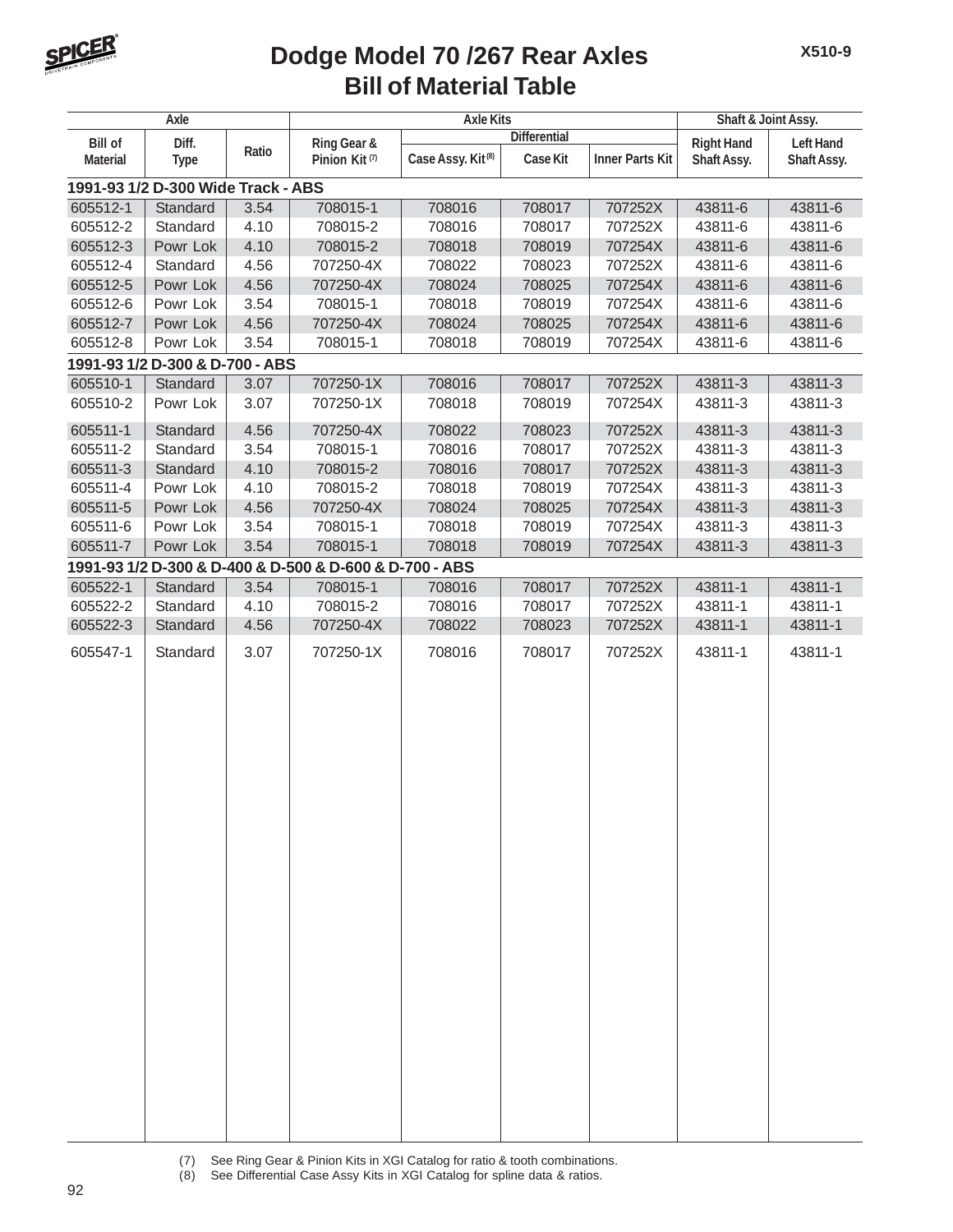# Dodge Model 70 /267 Rear Axles
## Bill of Material Table

| Axle | | | Axle Kits | | | | Shaft & Joint Assy. | |
|---|---|---|---|---|---|---|---|---|
| | | | | Differential | | | | |
| Bill of Material | Diff. Type | Ratio | Ring Gear & Pinion Kit (7) | Case Assy. Kit (8) | Case Kit | Inner Parts Kit | Right Hand Shaft Assy. | Left Hand Shaft Assy. |
| **1991-93 1/2 D-300 Wide Track - ABS** | | | | | | | | |
| 605512-1 | Standard | 3.54 | 708015-1 | 708016 | 708017 | 707252X | 43811-6 | 43811-6 |
| 605512-2 | Standard | 4.10 | 708015-2 | 708016 | 708017 | 707252X | 43811-6 | 43811-6 |
| 605512-3 | Powr Lok | 4.10 | 708015-2 | 708018 | 708019 | 707254X | 43811-6 | 43811-6 |
| 605512-4 | Standard | 4.56 | 707250-4X | 708022 | 708023 | 707252X | 43811-6 | 43811-6 |
| 605512-5 | Powr Lok | 4.56 | 707250-4X | 708024 | 708025 | 707254X | 43811-6 | 43811-6 |
| 605512-6 | Powr Lok | 3.54 | 708015-1 | 708018 | 708019 | 707254X | 43811-6 | 43811-6 |
| 605512-7 | Powr Lok | 4.56 | 707250-4X | 708024 | 708025 | 707254X | 43811-6 | 43811-6 |
| 605512-8 | Powr Lok | 3.54 | 708015-1 | 708018 | 708019 | 707254X | 43811-6 | 43811-6 |
| **1991-93 1/2 D-300 & D-700 - ABS** | | | | | | | | |
| 605510-1 | Standard | 3.07 | 707250-1X | 708016 | 708017 | 707252X | 43811-3 | 43811-3 |
| 605510-2 | Powr Lok | 3.07 | 707250-1X | 708018 | 708019 | 707254X | 43811-3 | 43811-3 |
| 605511-1 | Standard | 4.56 | 707250-4X | 708022 | 708023 | 707252X | 43811-3 | 43811-3 |
| 605511-2 | Standard | 3.54 | 708015-1 | 708016 | 708017 | 707252X | 43811-3 | 43811-3 |
| 605511-3 | Standard | 4.10 | 708015-2 | 708016 | 708017 | 707252X | 43811-3 | 43811-3 |
| 605511-4 | Powr Lok | 4.10 | 708015-2 | 708018 | 708019 | 707254X | 43811-3 | 43811-3 |
| 605511-5 | Powr Lok | 4.56 | 707250-4X | 708024 | 708025 | 707254X | 43811-3 | 43811-3 |
| 605511-6 | Powr Lok | 3.54 | 708015-1 | 708018 | 708019 | 707254X | 43811-3 | 43811-3 |
| 605511-7 | Powr Lok | 3.54 | 708015-1 | 708018 | 708019 | 707254X | 43811-3 | 43811-3 |
| **1991-93 1/2 D-300 & D-400 & D-500 & D-600 & D-700 - ABS** | | | | | | | | |
| 605522-1 | Standard | 3.54 | 708015-1 | 708016 | 708017 | 707252X | 43811-1 | 43811-1 |
| 605522-2 | Standard | 4.10 | 708015-2 | 708016 | 708017 | 707252X | 43811-1 | 43811-1 |
| 605522-3 | Standard | 4.56 | 707250-4X | 708022 | 708023 | 707252X | 43811-1 | 43811-1 |
| 605547-1 | Standard | 3.07 | 707250-1X | 708016 | 708017 | 707252X | 43811-1 | 43811-1 |

(7) See Ring Gear & Pinion Kits in XGI Catalog for ratio & tooth combinations.
(8) See Differential Case Assy Kits in XGI Catalog for spline data & ratios.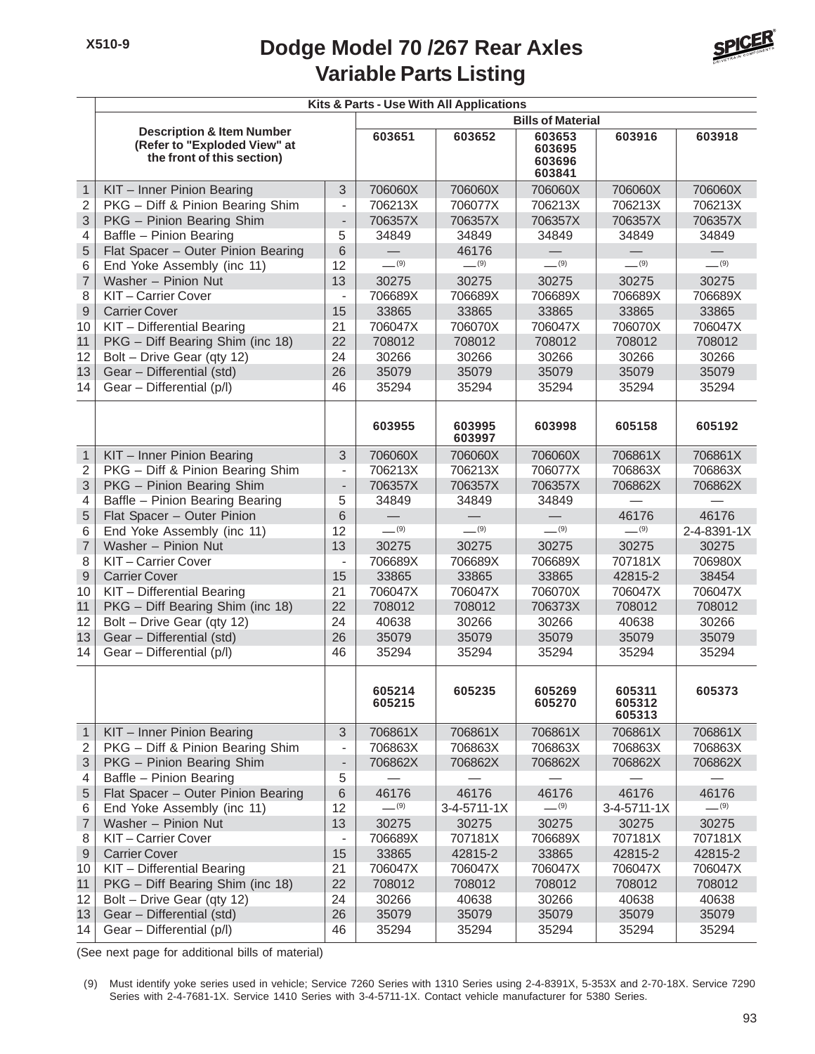# Dodge Model 70 /267 Rear Axles
## Variable Parts Listing

| | Description & Item Number (Refer to "Exploded View" at the front of this section) | | Kits & Parts - Use With All Applications | | | | |
|---|---|---|---|---|---|---|---|
| | | | Bills of Material | | | | |
| | | | 603651 | 603652 | 603653 603695 603696 603841 | 603916 | 603918 |
| 1 | KIT – Inner Pinion Bearing | 3 | 706060X | 706060X | 706060X | 706060X | 706060X |
| 2 | PKG – Diff & Pinion Bearing Shim | - | 706213X | 706077X | 706213X | 706213X | 706213X |
| 3 | PKG – Pinion Bearing Shim | - | 706357X | 706357X | 706357X | 706357X | 706357X |
| 4 | Baffle – Pinion Bearing | 5 | 34849 | 34849 | 34849 | 34849 | 34849 |
| 5 | Flat Spacer – Outer Pinion Bearing | 6 | — | 46176 | — | — | — |
| 6 | End Yoke Assembly (inc 11) | 12 | —(9) | —(9) | —(9) | —(9) | —(9) |
| 7 | Washer – Pinion Nut | 13 | 30275 | 30275 | 30275 | 30275 | 30275 |
| 8 | KIT – Carrier Cover | - | 706689X | 706689X | 706689X | 706689X | 706689X |
| 9 | Carrier Cover | 15 | 33865 | 33865 | 33865 | 33865 | 33865 |
| 10 | KIT – Differential Bearing | 21 | 706047X | 706070X | 706047X | 706070X | 706047X |
| 11 | PKG – Diff Bearing Shim (inc 18) | 22 | 708012 | 708012 | 708012 | 708012 | 708012 |
| 12 | Bolt – Drive Gear (qty 12) | 24 | 30266 | 30266 | 30266 | 30266 | 30266 |
| 13 | Gear – Differential (std) | 26 | 35079 | 35079 | 35079 | 35079 | 35079 |
| 14 | Gear – Differential (p/l) | 46 | 35294 | 35294 | 35294 | 35294 | 35294 |
| | | | 603955 | 603995 603997 | 603998 | 605158 | 605192 |
| 1 | KIT – Inner Pinion Bearing | 3 | 706060X | 706060X | 706060X | 706861X | 706861X |
| 2 | PKG – Diff & Pinion Bearing Shim | - | 706213X | 706213X | 706077X | 706863X | 706863X |
| 3 | PKG – Pinion Bearing Shim | - | 706357X | 706357X | 706357X | 706862X | 706862X |
| 4 | Baffle – Pinion Bearing Bearing | 5 | 34849 | 34849 | 34849 | — | — |
| 5 | Flat Spacer – Outer Pinion | 6 | — | — | — | 46176 | 46176 |
| 6 | End Yoke Assembly (inc 11) | 12 | —(9) | —(9) | —(9) | —(9) | 2-4-8391-1X |
| 7 | Washer – Pinion Nut | 13 | 30275 | 30275 | 30275 | 30275 | 30275 |
| 8 | KIT – Carrier Cover | - | 706689X | 706689X | 706689X | 707181X | 706980X |
| 9 | Carrier Cover | 15 | 33865 | 33865 | 33865 | 42815-2 | 38454 |
| 10 | KIT – Differential Bearing | 21 | 706047X | 706047X | 706070X | 706047X | 706047X |
| 11 | PKG – Diff Bearing Shim (inc 18) | 22 | 708012 | 708012 | 706373X | 708012 | 708012 |
| 12 | Bolt – Drive Gear (qty 12) | 24 | 40638 | 30266 | 30266 | 40638 | 30266 |
| 13 | Gear – Differential (std) | 26 | 35079 | 35079 | 35079 | 35079 | 35079 |
| 14 | Gear – Differential (p/l) | 46 | 35294 | 35294 | 35294 | 35294 | 35294 |
| | | | 605214 605215 | 605235 | 605269 605270 | 605311 605312 605313 | 605373 |
| 1 | KIT – Inner Pinion Bearing | 3 | 706861X | 706861X | 706861X | 706861X | 706861X |
| 2 | PKG – Diff & Pinion Bearing Shim | - | 706863X | 706863X | 706863X | 706863X | 706863X |
| 3 | PKG – Pinion Bearing Shim | - | 706862X | 706862X | 706862X | 706862X | 706862X |
| 4 | Baffle – Pinion Bearing | 5 | — | — | — | — | — |
| 5 | Flat Spacer – Outer Pinion Bearing | 6 | 46176 | 46176 | 46176 | 46176 | 46176 |
| 6 | End Yoke Assembly (inc 11) | 12 | —(9) | 3-4-5711-1X | —(9) | 3-4-5711-1X | —(9) |
| 7 | Washer – Pinion Nut | 13 | 30275 | 30275 | 30275 | 30275 | 30275 |
| 8 | KIT – Carrier Cover | - | 706689X | 707181X | 706689X | 707181X | 707181X |
| 9 | Carrier Cover | 15 | 33865 | 42815-2 | 33865 | 42815-2 | 42815-2 |
| 10 | KIT – Differential Bearing | 21 | 706047X | 706047X | 706047X | 706047X | 706047X |
| 11 | PKG – Diff Bearing Shim (inc 18) | 22 | 708012 | 708012 | 708012 | 708012 | 708012 |
| 12 | Bolt – Drive Gear (qty 12) | 24 | 30266 | 40638 | 30266 | 40638 | 40638 |
| 13 | Gear – Differential (std) | 26 | 35079 | 35079 | 35079 | 35079 | 35079 |
| 14 | Gear – Differential (p/l) | 46 | 35294 | 35294 | 35294 | 35294 | 35294 |

(See next page for additional bills of material)

(9) Must identify yoke series used in vehicle; Service 7260 Series with 1310 Series using 2-4-8391X, 5-353X and 2-70-18X. Service 7290 Series with 2-4-7681-1X. Service 1410 Series with 3-4-5711-1X. Contact vehicle manufacturer for 5380 Series.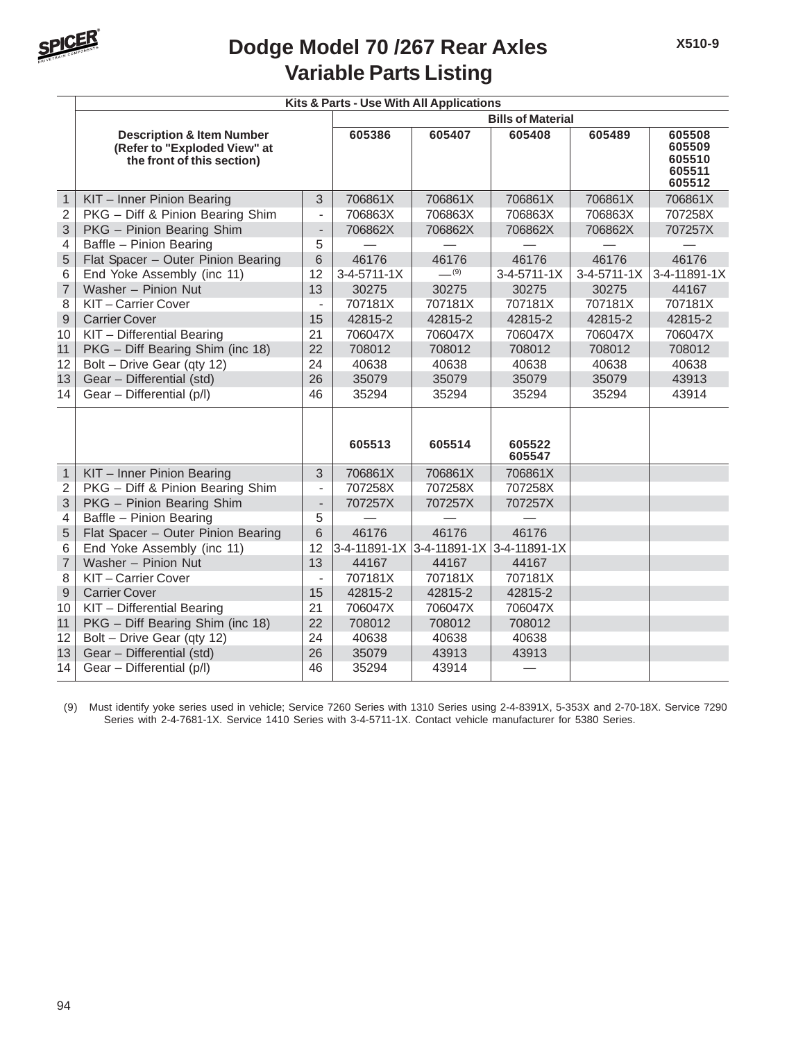# Dodge Model 70 /267 Rear Axles
## Variable Parts Listing

| | Kits & Parts - Use With All Applications | | | | | | |
|---|---|---|---|---|---|---|---|
| | | | Bills of Material | | | | |
| | Description & Item Number (Refer to "Exploded View" at the front of this section) | | 605386 | 605407 | 605408 | 605489 | 605508 605509 605510 605511 605512 |
| 1 | KIT – Inner Pinion Bearing | 3 | 706861X | 706861X | 706861X | 706861X | 706861X |
| 2 | PKG – Diff & Pinion Bearing Shim | - | 706863X | 706863X | 706863X | 706863X | 707258X |
| 3 | PKG – Pinion Bearing Shim | - | 706862X | 706862X | 706862X | 706862X | 707257X |
| 4 | Baffle – Pinion Bearing | 5 | — | — | — | — | — |
| 5 | Flat Spacer – Outer Pinion Bearing | 6 | 46176 | 46176 | 46176 | 46176 | 46176 |
| 6 | End Yoke Assembly (inc 11) | 12 | 3-4-5711-1X | —(9) | 3-4-5711-1X | 3-4-5711-1X | 3-4-11891-1X |
| 7 | Washer – Pinion Nut | 13 | 30275 | 30275 | 30275 | 30275 | 44167 |
| 8 | KIT – Carrier Cover | - | 707181X | 707181X | 707181X | 707181X | 707181X |
| 9 | Carrier Cover | 15 | 42815-2 | 42815-2 | 42815-2 | 42815-2 | 42815-2 |
| 10 | KIT – Differential Bearing | 21 | 706047X | 706047X | 706047X | 706047X | 706047X |
| 11 | PKG – Diff Bearing Shim (inc 18) | 22 | 708012 | 708012 | 708012 | 708012 | 708012 |
| 12 | Bolt – Drive Gear (qty 12) | 24 | 40638 | 40638 | 40638 | 40638 | 40638 |
| 13 | Gear – Differential (std) | 26 | 35079 | 35079 | 35079 | 35079 | 43913 |
| 14 | Gear – Differential (p/l) | 46 | 35294 | 35294 | 35294 | 35294 | 43914 |
| | | | 605513 | 605514 | 605522 605547 | | |
| 1 | KIT – Inner Pinion Bearing | 3 | 706861X | 706861X | 706861X | | |
| 2 | PKG – Diff & Pinion Bearing Shim | - | 707258X | 707258X | 707258X | | |
| 3 | PKG – Pinion Bearing Shim | - | 707257X | 707257X | 707257X | | |
| 4 | Baffle – Pinion Bearing | 5 | — | — | — | | |
| 5 | Flat Spacer – Outer Pinion Bearing | 6 | 46176 | 46176 | 46176 | | |
| 6 | End Yoke Assembly (inc 11) | 12 | 3-4-11891-1X | 3-4-11891-1X | 3-4-11891-1X | | |
| 7 | Washer – Pinion Nut | 13 | 44167 | 44167 | 44167 | | |
| 8 | KIT – Carrier Cover | - | 707181X | 707181X | 707181X | | |
| 9 | Carrier Cover | 15 | 42815-2 | 42815-2 | 42815-2 | | |
| 10 | KIT – Differential Bearing | 21 | 706047X | 706047X | 706047X | | |
| 11 | PKG – Diff Bearing Shim (inc 18) | 22 | 708012 | 708012 | 708012 | | |
| 12 | Bolt – Drive Gear (qty 12) | 24 | 40638 | 40638 | 40638 | | |
| 13 | Gear – Differential (std) | 26 | 35079 | 43913 | 43913 | | |
| 14 | Gear – Differential (p/l) | 46 | 35294 | 43914 | — | | |

(9) Must identify yoke series used in vehicle; Service 7260 Series with 1310 Series using 2-4-8391X, 5-353X and 2-70-18X. Service 7290 Series with 2-4-7681-1X. Service 1410 Series with 3-4-5711-1X. Contact vehicle manufacturer for 5380 Series.